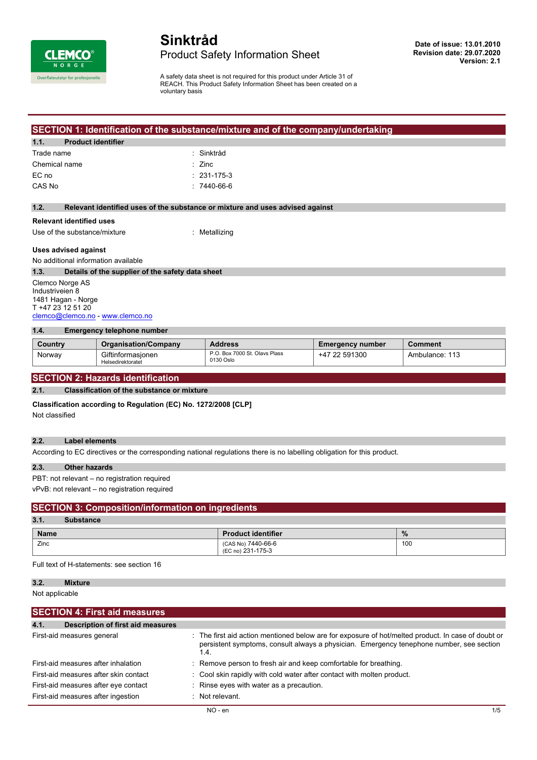# Sinktråd

## Product Safety Information Sheet

**Date of issue: 13.01.2010**
**Revision date: 29.07.2020**
**Version: 2.1**

A safety data sheet is not required for this product under Article 31 of REACH. This Product Safety Information Sheet has been created on a voluntary basis

## SECTION 1: Identification of the substance/mixture and of the company/undertaking

### 1.1. Product identifier

Trade name : Sinktråd
Chemical name : Zinc
EC no : 231-175-3
CAS No : 7440-66-6

### 1.2. Relevant identified uses of the substance or mixture and uses advised against

**Relevant identified uses**

Use of the substance/mixture : Metallizing

**Uses advised against**

No additional information available

### 1.3. Details of the supplier of the safety data sheet

Clemco Norge AS
Industriveien 8
1481 Hagan - Norge
T +47 23 12 51 20
clemco@clemco.no - www.clemco.no

### 1.4. Emergency telephone number

| Country | Organisation/Company | Address | Emergency number | Comment |
|---|---|---|---|---|
| Norway | Giftinformasjonen Helsedirektoratet | P.O. Box 7000 St. Olavs Plass 0130 Oslo | +47 22 591300 | Ambulance: 113 |

## SECTION 2: Hazards identification

### 2.1. Classification of the substance or mixture

**Classification according to Regulation (EC) No. 1272/2008 [CLP]**

Not classified

### 2.2. Label elements

According to EC directives or the corresponding national regulations there is no labelling obligation for this product.

### 2.3. Other hazards

PBT: not relevant – no registration required
vPvB: not relevant – no registration required

## SECTION 3: Composition/information on ingredients

### 3.1. Substance

| Name | Product identifier | % |
|---|---|---|
| Zinc | (CAS No) 7440-66-6 (EC no) 231-175-3 | 100 |

Full text of H-statements: see section 16

### 3.2. Mixture

Not applicable

## SECTION 4: First aid measures

### 4.1. Description of first aid measures

First-aid measures general : The first aid action mentioned below are for exposure of hot/melted product. In case of doubt or persistent symptoms, consult always a physician. Emergency tenephone number, see section 1.4.
First-aid measures after inhalation : Remove person to fresh air and keep comfortable for breathing.
First-aid measures after skin contact : Cool skin rapidly with cold water after contact with molten product.
First-aid measures after eye contact : Rinse eyes with water as a precaution.
First-aid measures after ingestion : Not relevant.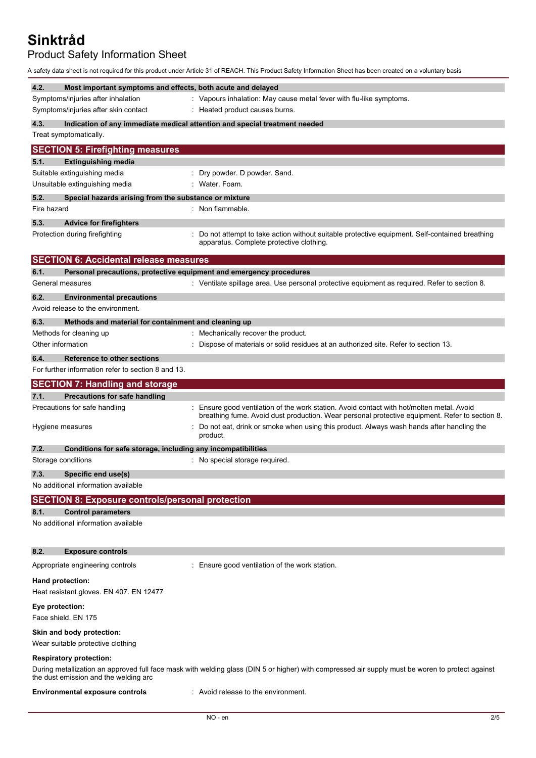#### 4.2. Most important symptoms and effects, both acute and delayed

| | |
|---|---|
| Symptoms/injuries after inhalation | : Vapours inhalation: May cause metal fever with flu-like symptoms. |
| Symptoms/injuries after skin contact | : Heated product causes burns. |

#### 4.3. Indication of any immediate medical attention and special treatment needed

Treat symptomatically.

## SECTION 5: Firefighting measures

#### 5.1. Extinguishing media

| | |
|---|---|
| Suitable extinguishing media | : Dry powder. D powder. Sand. |
| Unsuitable extinguishing media | : Water. Foam. |

#### 5.2. Special hazards arising from the substance or mixture

| | |
|---|---|
| Fire hazard | : Non flammable. |

#### 5.3. Advice for firefighters

| | |
|---|---|
| Protection during firefighting | : Do not attempt to take action without suitable protective equipment. Self-contained breathing apparatus. Complete protective clothing. |

## SECTION 6: Accidental release measures

#### 6.1. Personal precautions, protective equipment and emergency procedures

| | |
|---|---|
| General measures | : Ventilate spillage area. Use personal protective equipment as required. Refer to section 8. |

#### 6.2. Environmental precautions

Avoid release to the environment.

#### 6.3. Methods and material for containment and cleaning up

| | |
|---|---|
| Methods for cleaning up | : Mechanically recover the product. |
| Other information | : Dispose of materials or solid residues at an authorized site. Refer to section 13. |

#### 6.4. Reference to other sections

For further information refer to section 8 and 13.

## SECTION 7: Handling and storage

#### 7.1. Precautions for safe handling

| | |
|---|---|
| Precautions for safe handling | : Ensure good ventilation of the work station. Avoid contact with hot/molten metal. Avoid breathing fume. Avoid dust production. Wear personal protective equipment. Refer to section 8. |
| Hygiene measures | : Do not eat, drink or smoke when using this product. Always wash hands after handling the product. |

#### 7.2. Conditions for safe storage, including any incompatibilities

| | |
|---|---|
| Storage conditions | : No special storage required. |

#### 7.3. Specific end use(s)

No additional information available

## SECTION 8: Exposure controls/personal protection

#### 8.1. Control parameters

No additional information available

#### 8.2. Exposure controls

| | |
|---|---|
| Appropriate engineering controls | : Ensure good ventilation of the work station. |

**Hand protection:**

Heat resistant gloves. EN 407. EN 12477

**Eye protection:**

Face shield. EN 175

**Skin and body protection:**

Wear suitable protective clothing

**Respiratory protection:**

During metallization an approved full face mask with welding glass (DIN 5 or higher) with compressed air supply must be woren to protect against the dust emission and the welding arc

| | |
|---|---|
| **Environmental exposure controls** | : Avoid release to the environment. |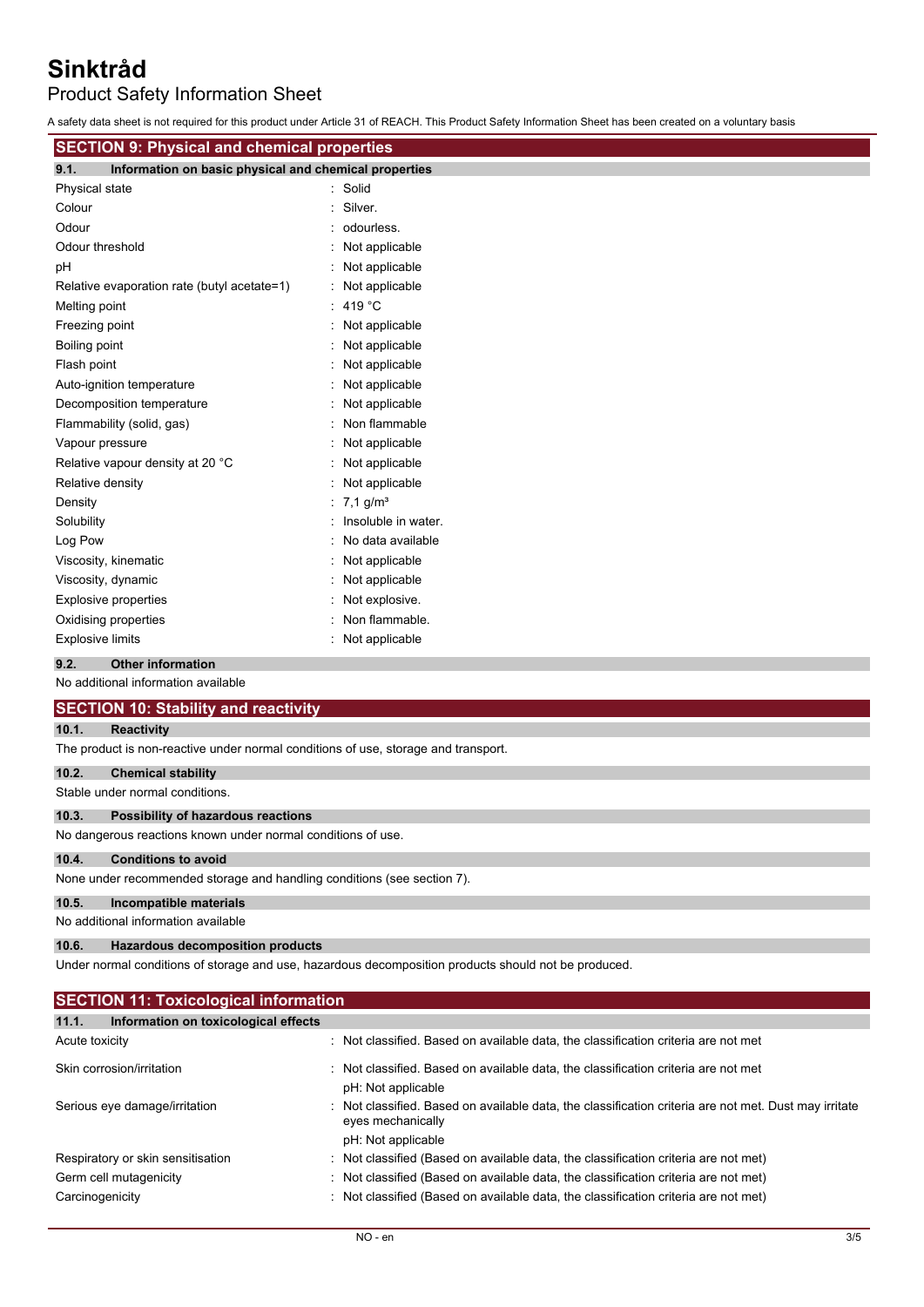## SECTION 9: Physical and chemical properties

### 9.1. Information on basic physical and chemical properties

| | |
|---|---|
| Physical state | : Solid |
| Colour | : Silver. |
| Odour | : odourless. |
| Odour threshold | : Not applicable |
| pH | : Not applicable |
| Relative evaporation rate (butyl acetate=1) | : Not applicable |
| Melting point | : 419 °C |
| Freezing point | : Not applicable |
| Boiling point | : Not applicable |
| Flash point | : Not applicable |
| Auto-ignition temperature | : Not applicable |
| Decomposition temperature | : Not applicable |
| Flammability (solid, gas) | : Non flammable |
| Vapour pressure | : Not applicable |
| Relative vapour density at 20 °C | : Not applicable |
| Relative density | : Not applicable |
| Density | : 7,1 g/m³ |
| Solubility | : Insoluble in water. |
| Log Pow | : No data available |
| Viscosity, kinematic | : Not applicable |
| Viscosity, dynamic | : Not applicable |
| Explosive properties | : Not explosive. |
| Oxidising properties | : Non flammable. |
| Explosive limits | : Not applicable |

### 9.2. Other information

No additional information available

## SECTION 10: Stability and reactivity

### 10.1. Reactivity

The product is non-reactive under normal conditions of use, storage and transport.

### 10.2. Chemical stability

Stable under normal conditions.

### 10.3. Possibility of hazardous reactions

No dangerous reactions known under normal conditions of use.

### 10.4. Conditions to avoid

None under recommended storage and handling conditions (see section 7).

### 10.5. Incompatible materials

No additional information available

### 10.6. Hazardous decomposition products

Under normal conditions of storage and use, hazardous decomposition products should not be produced.

## SECTION 11: Toxicological information

### 11.1. Information on toxicological effects

| | |
|---|---|
| Acute toxicity | : Not classified. Based on available data, the classification criteria are not met |
| Skin corrosion/irritation | : Not classified. Based on available data, the classification criteria are not met<br>pH: Not applicable |
| Serious eye damage/irritation | : Not classified. Based on available data, the classification criteria are not met. Dust may irritate eyes mechanically<br>pH: Not applicable |
| Respiratory or skin sensitisation | : Not classified (Based on available data, the classification criteria are not met) |
| Germ cell mutagenicity | : Not classified (Based on available data, the classification criteria are not met) |
| Carcinogenicity | : Not classified (Based on available data, the classification criteria are not met) |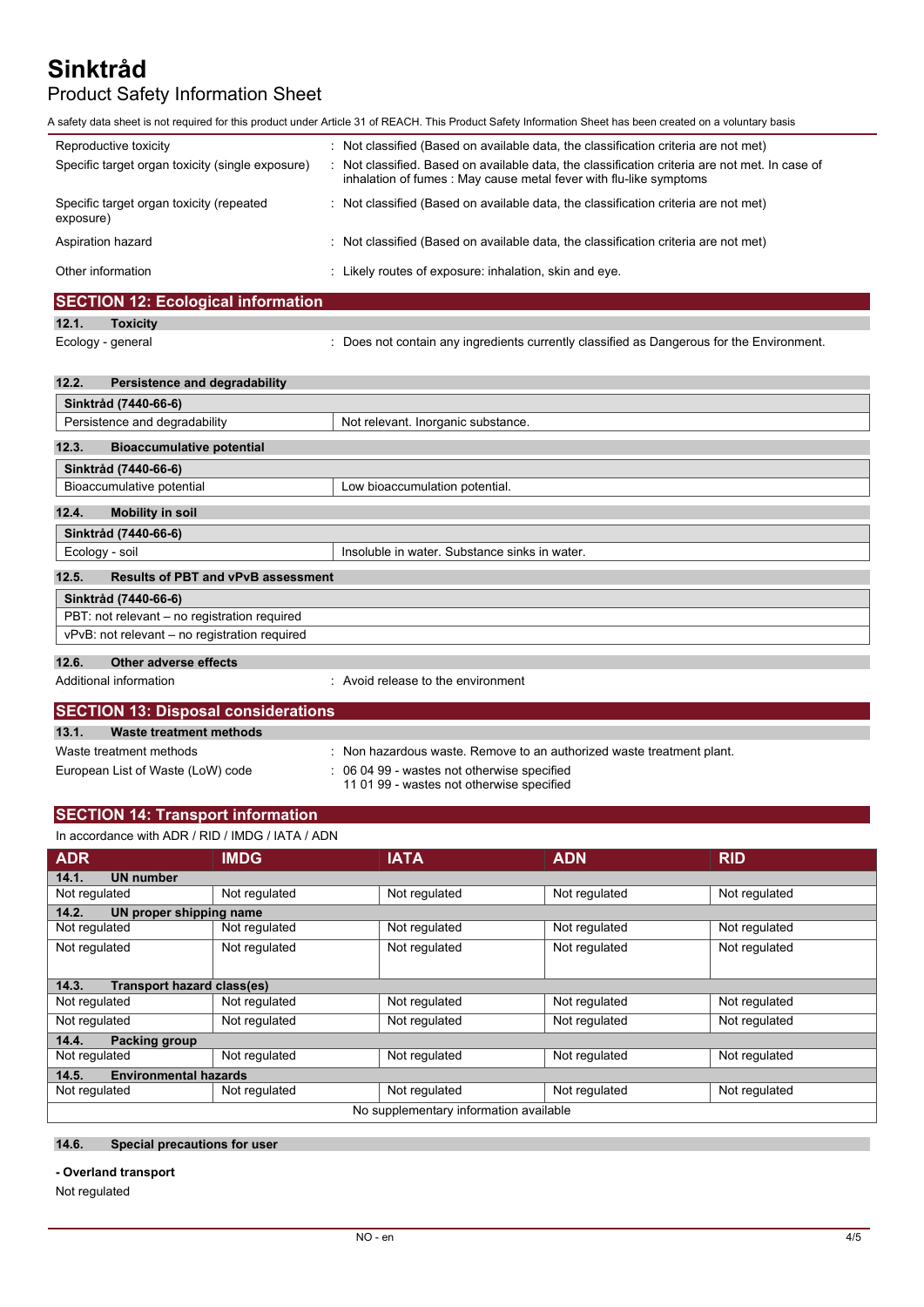| | |
|---|---|
| Reproductive toxicity | : Not classified (Based on available data, the classification criteria are not met) |
| Specific target organ toxicity (single exposure) | : Not classified. Based on available data, the classification criteria are not met. In case of inhalation of fumes : May cause metal fever with flu-like symptoms |
| Specific target organ toxicity (repeated exposure) | : Not classified (Based on available data, the classification criteria are not met) |
| Aspiration hazard | : Not classified (Based on available data, the classification criteria are not met) |
| Other information | : Likely routes of exposure: inhalation, skin and eye. |

## SECTION 12: Ecological information

### 12.1. Toxicity

Ecology - general : Does not contain any ingredients currently classified as Dangerous for the Environment.

### 12.2. Persistence and degradability

| Sinktråd (7440-66-6) | |
|---|---|
| Persistence and degradability | Not relevant. Inorganic substance. |

### 12.3. Bioaccumulative potential

| Sinktråd (7440-66-6) | |
|---|---|
| Bioaccumulative potential | Low bioaccumulation potential. |

### 12.4. Mobility in soil

| Sinktråd (7440-66-6) | |
|---|---|
| Ecology - soil | Insoluble in water. Substance sinks in water. |

### 12.5. Results of PBT and vPvB assessment

| Sinktråd (7440-66-6) |
|---|
| PBT: not relevant – no registration required |
| vPvB: not relevant – no registration required |

### 12.6. Other adverse effects

Additional information : Avoid release to the environment

## SECTION 13: Disposal considerations

### 13.1. Waste treatment methods

Waste treatment methods : Non hazardous waste. Remove to an authorized waste treatment plant.

European List of Waste (LoW) code : 06 04 99 - wastes not otherwise specified
11 01 99 - wastes not otherwise specified

## SECTION 14: Transport information

In accordance with ADR / RID / IMDG / IATA / ADN

| ADR | IMDG | IATA | ADN | RID |
|---|---|---|---|---|
| **14.1. UN number** | | | | |
| Not regulated | Not regulated | Not regulated | Not regulated | Not regulated |
| **14.2. UN proper shipping name** | | | | |
| Not regulated | Not regulated | Not regulated | Not regulated | Not regulated |
| Not regulated | Not regulated | Not regulated | Not regulated | Not regulated |
| **14.3. Transport hazard class(es)** | | | | |
| Not regulated | Not regulated | Not regulated | Not regulated | Not regulated |
| Not regulated | Not regulated | Not regulated | Not regulated | Not regulated |
| **14.4. Packing group** | | | | |
| Not regulated | Not regulated | Not regulated | Not regulated | Not regulated |
| **14.5. Environmental hazards** | | | | |
| Not regulated | Not regulated | Not regulated | Not regulated | Not regulated |
| No supplementary information available | | | | |

### 14.6. Special precautions for user

**- Overland transport**

Not regulated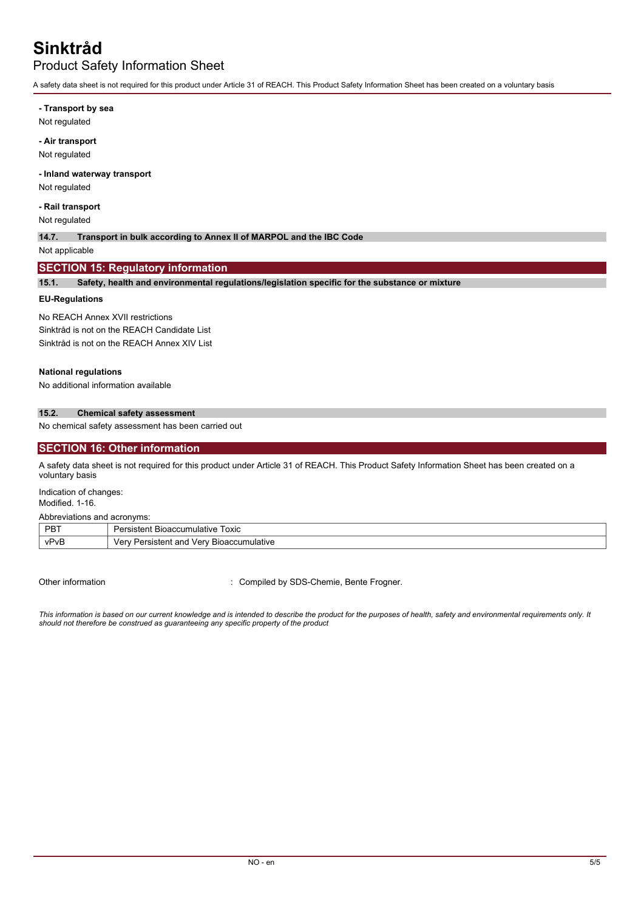**- Transport by sea**

Not regulated

**- Air transport**

Not regulated

**- Inland waterway transport**

Not regulated

**- Rail transport**

Not regulated

### 14.7. Transport in bulk according to Annex II of MARPOL and the IBC Code

Not applicable

## SECTION 15: Regulatory information

### 15.1. Safety, health and environmental regulations/legislation specific for the substance or mixture

**EU-Regulations**

No REACH Annex XVII restrictions
Sinktråd is not on the REACH Candidate List
Sinktråd is not on the REACH Annex XIV List

**National regulations**

No additional information available

### 15.2. Chemical safety assessment

No chemical safety assessment has been carried out

## SECTION 16: Other information

A safety data sheet is not required for this product under Article 31 of REACH. This Product Safety Information Sheet has been created on a voluntary basis

Indication of changes:
Modified. 1-16.

Abbreviations and acronyms:

| | |
|---|---|
| PBT | Persistent Bioaccumulative Toxic |
| vPvB | Very Persistent and Very Bioaccumulative |

Other information : Compiled by SDS-Chemie, Bente Frogner.

*This information is based on our current knowledge and is intended to describe the product for the purposes of health, safety and environmental requirements only. It should not therefore be construed as guaranteeing any specific property of the product*